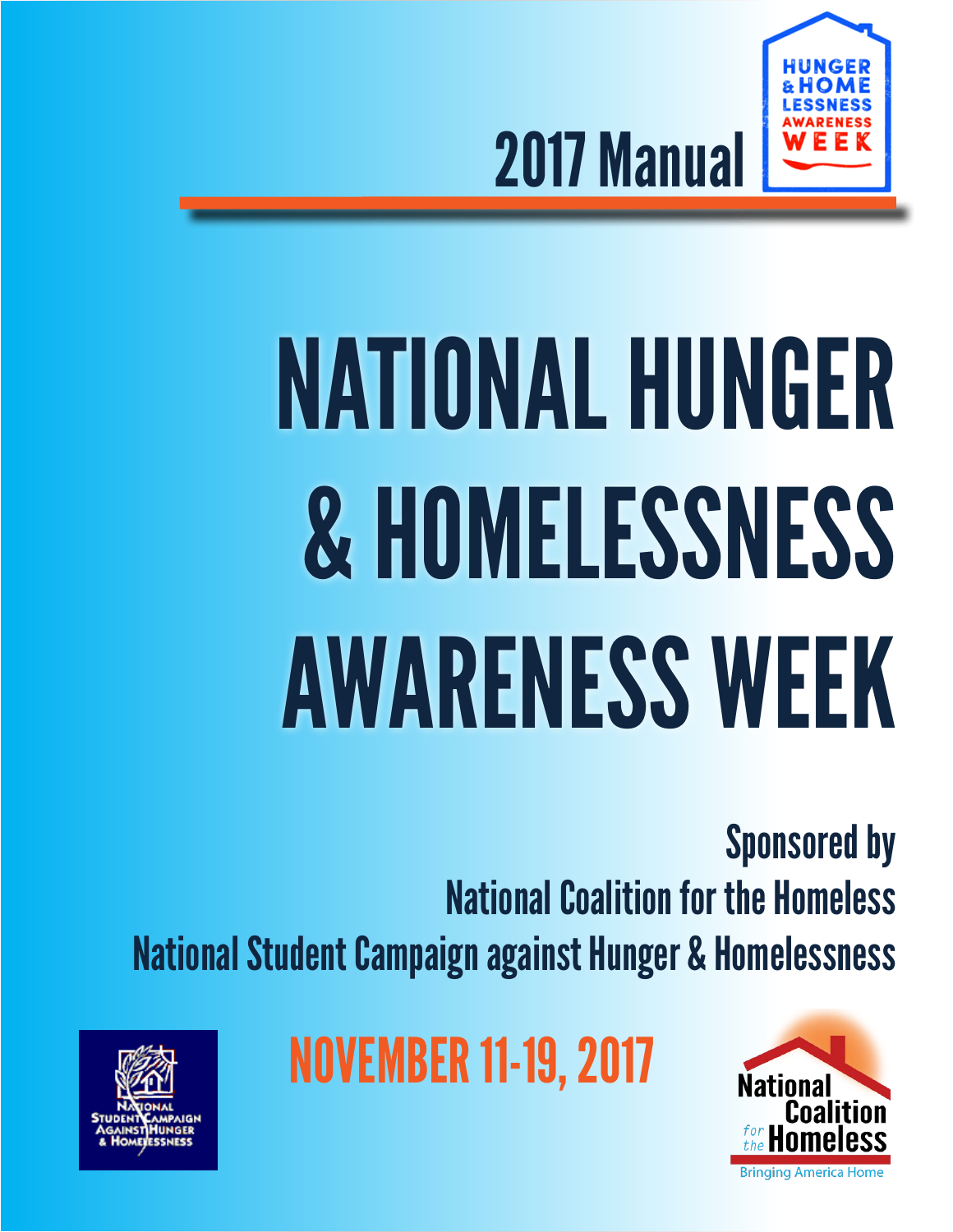2017 Manual

HUNGER & HOMELESSNESS AWARENESS WEEK

# NATIONAL HUNGER & HOMELESSNESS AWARENESS WEEK

Sponsored by
National Coalition for the Homeless
National Student Campaign against Hunger & Homelessness

NATIONAL STUDENT CAMPAIGN AGAINST HUNGER & HOMELESSNESS

## NOVEMBER 11-19, 2017

National Coalition for the Homeless
Bringing America Home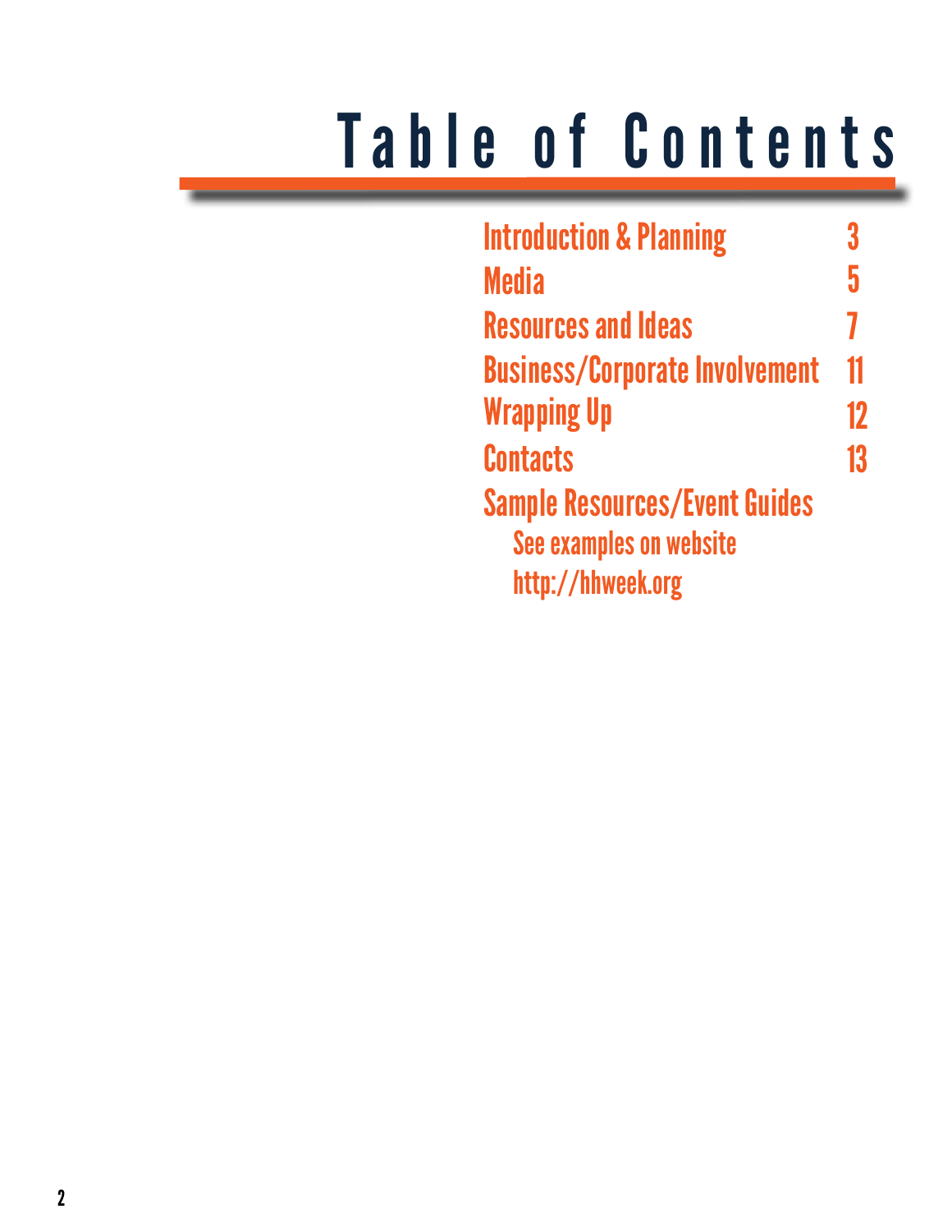# Table of Contents

| | |
|---|---|
| Introduction & Planning | 3 |
| Media | 5 |
| Resources and Ideas | 7 |
| Business/Corporate Involvement | 11 |
| Wrapping Up | 12 |
| Contacts | 13 |

Sample Resources/Event Guides

See examples on website
http://hhweek.org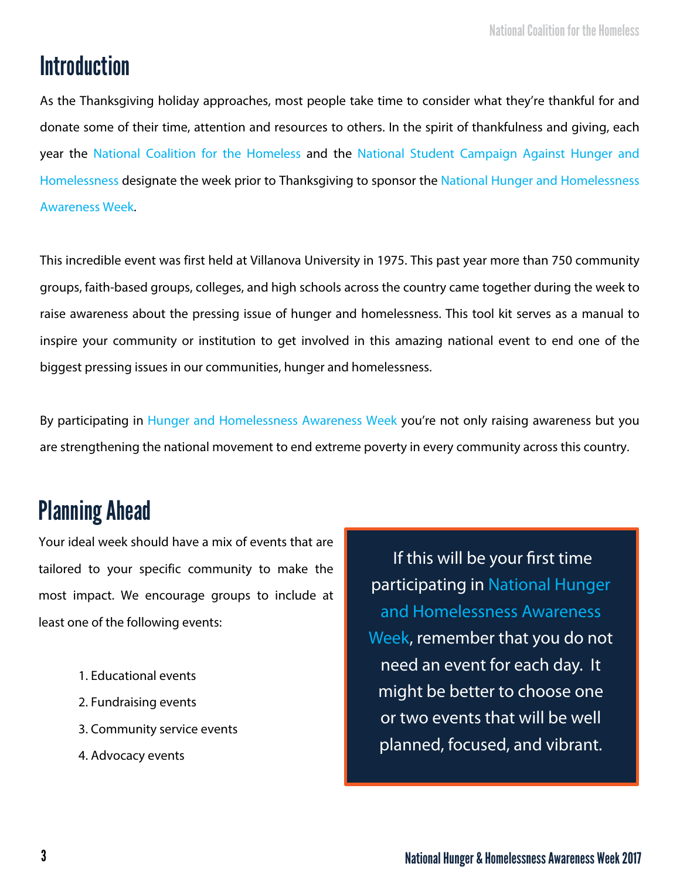# Introduction

As the Thanksgiving holiday approaches, most people take time to consider what they're thankful for and donate some of their time, attention and resources to others. In the spirit of thankfulness and giving, each year the National Coalition for the Homeless and the National Student Campaign Against Hunger and Homelessness designate the week prior to Thanksgiving to sponsor the National Hunger and Homelessness Awareness Week.

This incredible event was first held at Villanova University in 1975. This past year more than 750 community groups, faith-based groups, colleges, and high schools across the country came together during the week to raise awareness about the pressing issue of hunger and homelessness. This tool kit serves as a manual to inspire your community or institution to get involved in this amazing national event to end one of the biggest pressing issues in our communities, hunger and homelessness.

By participating in Hunger and Homelessness Awareness Week you're not only raising awareness but you are strengthening the national movement to end extreme poverty in every community across this country.

# Planning Ahead

Your ideal week should have a mix of events that are tailored to your specific community to make the most impact. We encourage groups to include at least one of the following events:

1. Educational events
2. Fundraising events
3. Community service events
4. Advocacy events

> If this will be your first time participating in National Hunger and Homelessness Awareness Week, remember that you do not need an event for each day. It might be better to choose one or two events that will be well planned, focused, and vibrant.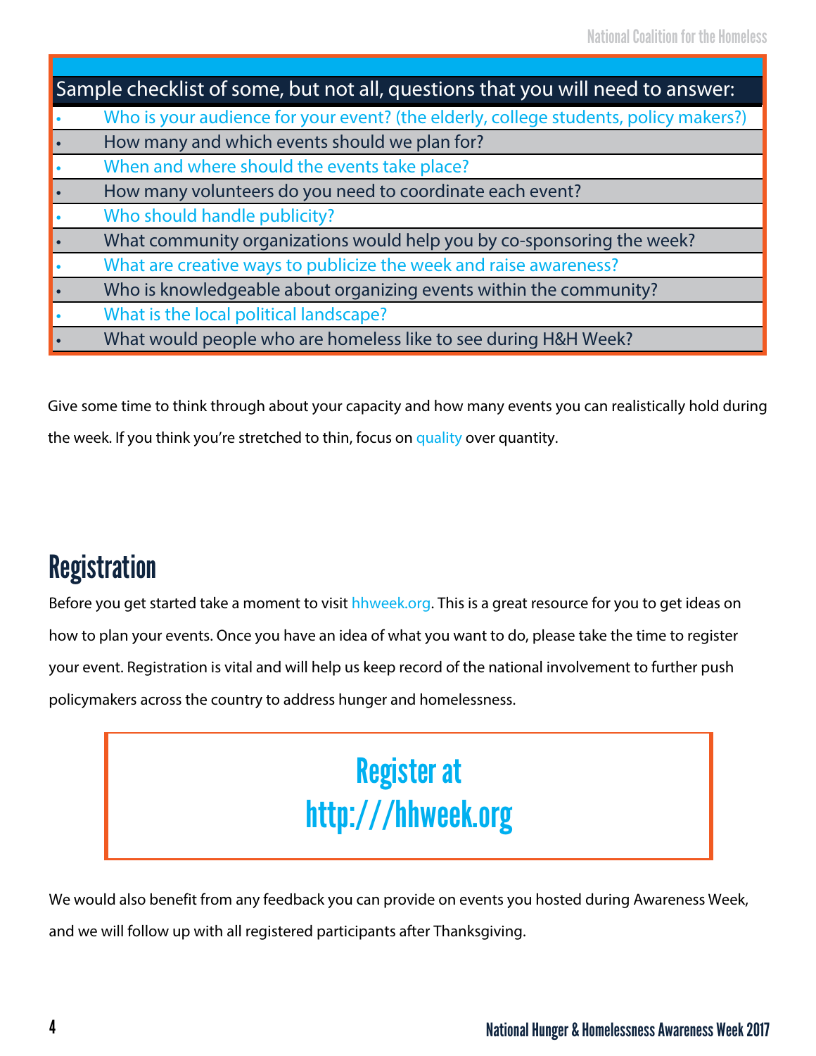**Sample checklist of some, but not all, questions that you will need to answer:**

- Who is your audience for your event? (the elderly, college students, policy makers?)
- How many and which events should we plan for?
- When and where should the events take place?
- How many volunteers do you need to coordinate each event?
- Who should handle publicity?
- What community organizations would help you by co-sponsoring the week?
- What are creative ways to publicize the week and raise awareness?
- Who is knowledgeable about organizing events within the community?
- What is the local political landscape?
- What would people who are homeless like to see during H&H Week?

Give some time to think through about your capacity and how many events you can realistically hold during the week. If you think you're stretched to thin, focus on quality over quantity.

## Registration

Before you get started take a moment to visit hhweek.org. This is a great resource for you to get ideas on how to plan your events. Once you have an idea of what you want to do, please take the time to register your event. Registration is vital and will help us keep record of the national involvement to further push policymakers across the country to address hunger and homelessness.

**Register at**
**http:///hhweek.org**

We would also benefit from any feedback you can provide on events you hosted during Awareness Week, and we will follow up with all registered participants after Thanksgiving.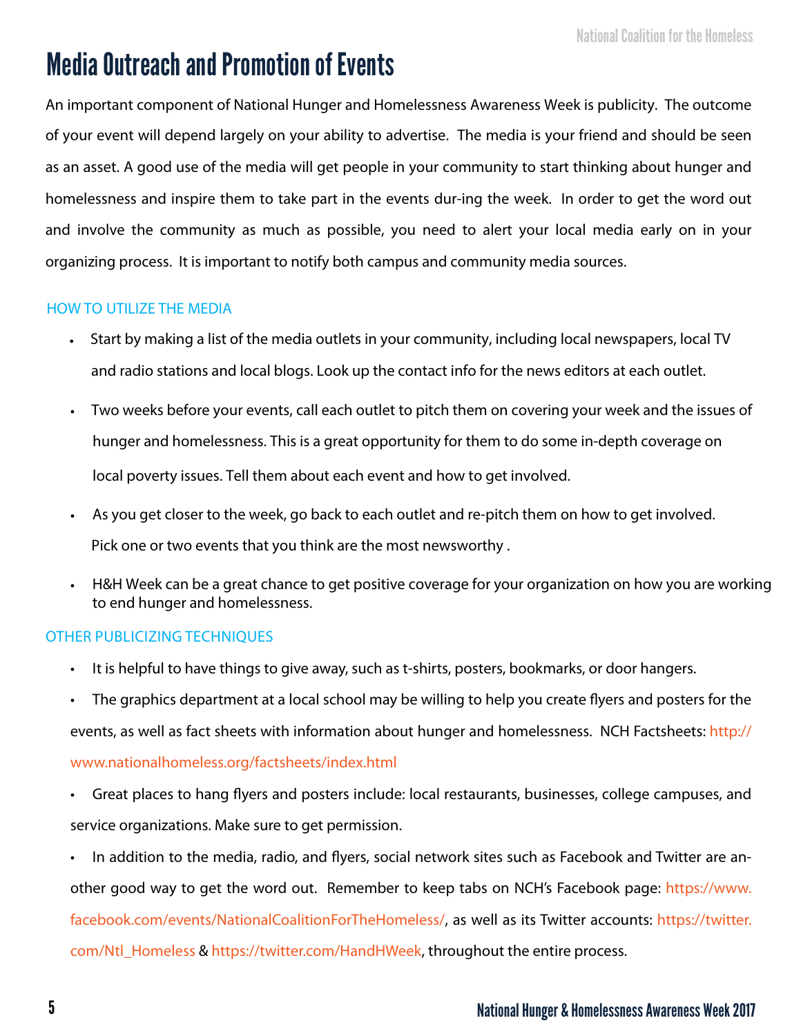# Media Outreach and Promotion of Events

An important component of National Hunger and Homelessness Awareness Week is publicity. The outcome of your event will depend largely on your ability to advertise. The media is your friend and should be seen as an asset. A good use of the media will get people in your community to start thinking about hunger and homelessness and inspire them to take part in the events dur-ing the week. In order to get the word out and involve the community as much as possible, you need to alert your local media early on in your organizing process. It is important to notify both campus and community media sources.

## HOW TO UTILIZE THE MEDIA

- Start by making a list of the media outlets in your community, including local newspapers, local TV and radio stations and local blogs. Look up the contact info for the news editors at each outlet.
- Two weeks before your events, call each outlet to pitch them on covering your week and the issues of hunger and homelessness. This is a great opportunity for them to do some in-depth coverage on local poverty issues. Tell them about each event and how to get involved.
- As you get closer to the week, go back to each outlet and re-pitch them on how to get involved. Pick one or two events that you think are the most newsworthy .
- H&H Week can be a great chance to get positive coverage for your organization on how you are working to end hunger and homelessness.

## OTHER PUBLICIZING TECHNIQUES

- It is helpful to have things to give away, such as t-shirts, posters, bookmarks, or door hangers.
- The graphics department at a local school may be willing to help you create flyers and posters for the events, as well as fact sheets with information about hunger and homelessness. NCH Factsheets: http://www.nationalhomeless.org/factsheets/index.html
- Great places to hang flyers and posters include: local restaurants, businesses, college campuses, and service organizations. Make sure to get permission.
- In addition to the media, radio, and flyers, social network sites such as Facebook and Twitter are an-other good way to get the word out. Remember to keep tabs on NCH's Facebook page: https://www.facebook.com/events/NationalCoalitionForTheHomeless/, as well as its Twitter accounts: https://twitter.com/Ntl_Homeless & https://twitter.com/HandHWeek, throughout the entire process.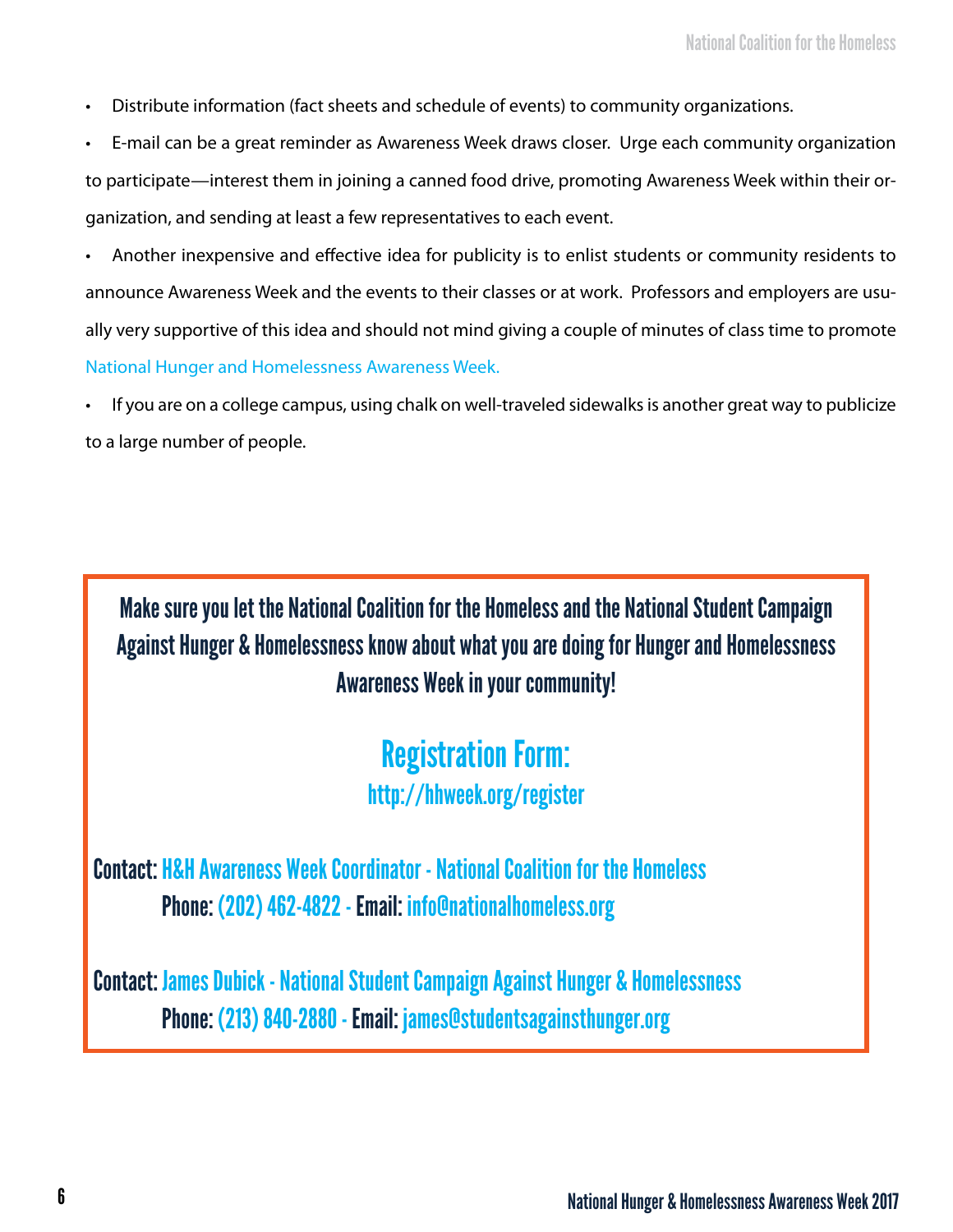- Distribute information (fact sheets and schedule of events) to community organizations.
- E-mail can be a great reminder as Awareness Week draws closer. Urge each community organization to participate—interest them in joining a canned food drive, promoting Awareness Week within their organization, and sending at least a few representatives to each event.
- Another inexpensive and effective idea for publicity is to enlist students or community residents to announce Awareness Week and the events to their classes or at work. Professors and employers are usually very supportive of this idea and should not mind giving a couple of minutes of class time to promote National Hunger and Homelessness Awareness Week.
- If you are on a college campus, using chalk on well-traveled sidewalks is another great way to publicize to a large number of people.

**Make sure you let the National Coalition for the Homeless and the National Student Campaign Against Hunger & Homelessness know about what you are doing for Hunger and Homelessness Awareness Week in your community!**

## Registration Form:

http://hhweek.org/register

**Contact:** H&H Awareness Week Coordinator - National Coalition for the Homeless
**Phone:** (202) 462-4822 - **Email:** info@nationalhomeless.org

**Contact:** James Dubick - National Student Campaign Against Hunger & Homelessness
**Phone:** (213) 840-2880 - **Email:** james@studentsagainsthunger.org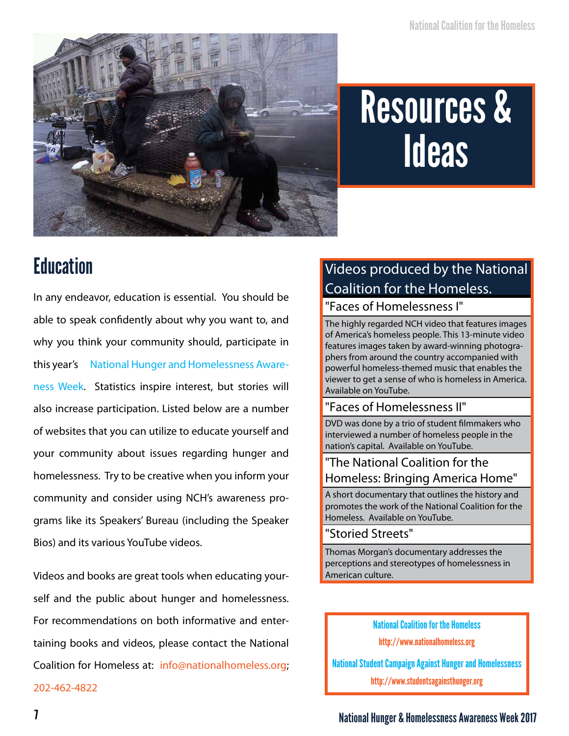# Resources & Ideas

## Education

In any endeavor, education is essential. You should be able to speak confidently about why you want to, and why you think your community should, participate in this year's National Hunger and Homelessness Awareness Week. Statistics inspire interest, but stories will also increase participation. Listed below are a number of websites that you can utilize to educate yourself and your community about issues regarding hunger and homelessness. Try to be creative when you inform your community and consider using NCH's awareness programs like its Speakers' Bureau (including the Speaker Bios) and its various YouTube videos.

Videos and books are great tools when educating yourself and the public about hunger and homelessness. For recommendations on both informative and entertaining books and videos, please contact the National Coalition for Homeless at: info@nationalhomeless.org; 202-462-4822

### Videos produced by the National Coalition for the Homeless.

**"Faces of Homelessness I"**

The highly regarded NCH video that features images of America's homeless people. This 13-minute video features images taken by award-winning photographers from around the country accompanied with powerful homeless-themed music that enables the viewer to get a sense of who is homeless in America. Available on YouTube.

**"Faces of Homelessness II"**

DVD was done by a trio of student filmmakers who interviewed a number of homeless people in the nation's capital. Available on YouTube.

**"The National Coalition for the Homeless: Bringing America Home"**

A short documentary that outlines the history and promotes the work of the National Coalition for the Homeless. Available on YouTube.

**"Storied Streets"**

Thomas Morgan's documentary addresses the perceptions and stereotypes of homelessness in American culture.

National Coalition for the Homeless
http://www.nationalhomeless.org

National Student Campaign Against Hunger and Homelessness
http://www.studentsagainsthunger.org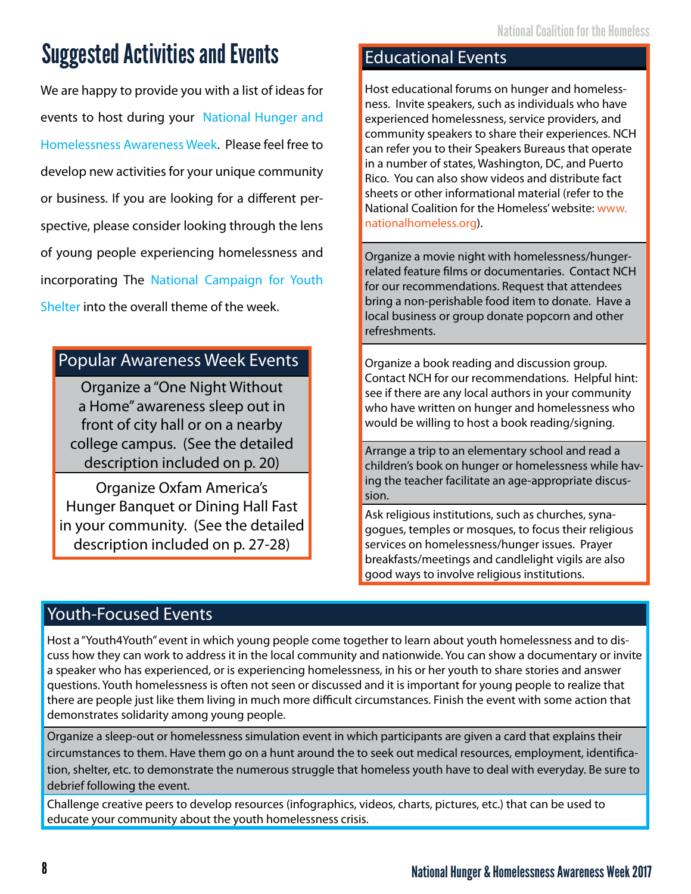# Suggested Activities and Events

We are happy to provide you with a list of ideas for events to host during your National Hunger and Homelessness Awareness Week. Please feel free to develop new activities for your unique community or business. If you are looking for a different perspective, please consider looking through the lens of young people experiencing homelessness and incorporating The National Campaign for Youth Shelter into the overall theme of the week.

## Popular Awareness Week Events

Organize a "One Night Without a Home" awareness sleep out in front of city hall or on a nearby college campus. (See the detailed description included on p. 20)

Organize Oxfam America's Hunger Banquet or Dining Hall Fast in your community. (See the detailed description included on p. 27-28)

## Educational Events

Host educational forums on hunger and homelessness. Invite speakers, such as individuals who have experienced homelessness, service providers, and community speakers to share their experiences. NCH can refer you to their Speakers Bureaus that operate in a number of states, Washington, DC, and Puerto Rico. You can also show videos and distribute fact sheets or other informational material (refer to the National Coalition for the Homeless' website: www.nationalhomeless.org).

Organize a movie night with homelessness/hunger-related feature films or documentaries. Contact NCH for our recommendations. Request that attendees bring a non-perishable food item to donate. Have a local business or group donate popcorn and other refreshments.

Organize a book reading and discussion group. Contact NCH for our recommendations. Helpful hint: see if there are any local authors in your community who have written on hunger and homelessness who would be willing to host a book reading/signing.

Arrange a trip to an elementary school and read a children's book on hunger or homelessness while having the teacher facilitate an age-appropriate discussion.

Ask religious institutions, such as churches, synagogues, temples or mosques, to focus their religious services on homelessness/hunger issues. Prayer breakfasts/meetings and candlelight vigils are also good ways to involve religious institutions.

## Youth-Focused Events

Host a "Youth4Youth" event in which young people come together to learn about youth homelessness and to discuss how they can work to address it in the local community and nationwide. You can show a documentary or invite a speaker who has experienced, or is experiencing homelessness, in his or her youth to share stories and answer questions. Youth homelessness is often not seen or discussed and it is important for young people to realize that there are people just like them living in much more difficult circumstances. Finish the event with some action that demonstrates solidarity among young people.

Organize a sleep-out or homelessness simulation event in which participants are given a card that explains their circumstances to them. Have them go on a hunt around the to seek out medical resources, employment, identification, shelter, etc. to demonstrate the numerous struggle that homeless youth have to deal with everyday. Be sure to debrief following the event.

Challenge creative peers to develop resources (infographics, videos, charts, pictures, etc.) that can be used to educate your community about the youth homelessness crisis.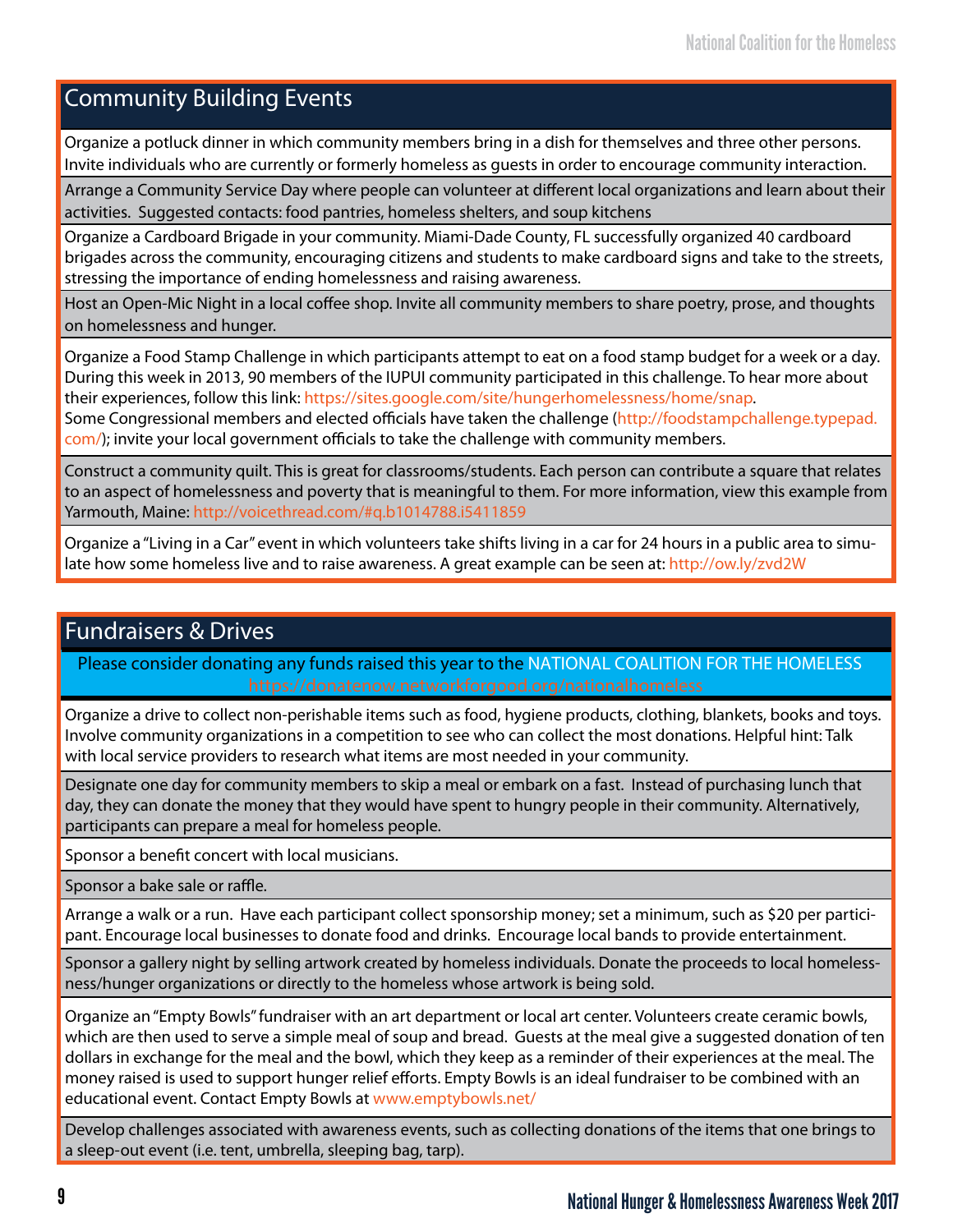## Community Building Events

Organize a potluck dinner in which community members bring in a dish for themselves and three other persons. Invite individuals who are currently or formerly homeless as guests in order to encourage community interaction.

Arrange a Community Service Day where people can volunteer at different local organizations and learn about their activities. Suggested contacts: food pantries, homeless shelters, and soup kitchens

Organize a Cardboard Brigade in your community. Miami-Dade County, FL successfully organized 40 cardboard brigades across the community, encouraging citizens and students to make cardboard signs and take to the streets, stressing the importance of ending homelessness and raising awareness.

Host an Open-Mic Night in a local coffee shop. Invite all community members to share poetry, prose, and thoughts on homelessness and hunger.

Organize a Food Stamp Challenge in which participants attempt to eat on a food stamp budget for a week or a day. During this week in 2013, 90 members of the IUPUI community participated in this challenge. To hear more about their experiences, follow this link: https://sites.google.com/site/hungerhomelessness/home/snap.
Some Congressional members and elected officials have taken the challenge (http://foodstampchallenge.typepad.com/); invite your local government officials to take the challenge with community members.

Construct a community quilt. This is great for classrooms/students. Each person can contribute a square that relates to an aspect of homelessness and poverty that is meaningful to them. For more information, view this example from Yarmouth, Maine: http://voicethread.com/#q.b1014788.i5411859

Organize a "Living in a Car" event in which volunteers take shifts living in a car for 24 hours in a public area to simulate how some homeless live and to raise awareness. A great example can be seen at: http://ow.ly/zvd2W

## Fundraisers & Drives

Please consider donating any funds raised this year to the NATIONAL COALITION FOR THE HOMELESS
https://donatenow.networkforgood.org/nationalhomeless

Organize a drive to collect non-perishable items such as food, hygiene products, clothing, blankets, books and toys. Involve community organizations in a competition to see who can collect the most donations. Helpful hint: Talk with local service providers to research what items are most needed in your community.

Designate one day for community members to skip a meal or embark on a fast. Instead of purchasing lunch that day, they can donate the money that they would have spent to hungry people in their community. Alternatively, participants can prepare a meal for homeless people.

Sponsor a benefit concert with local musicians.

Sponsor a bake sale or raffle.

Arrange a walk or a run. Have each participant collect sponsorship money; set a minimum, such as $20 per participant. Encourage local businesses to donate food and drinks. Encourage local bands to provide entertainment.

Sponsor a gallery night by selling artwork created by homeless individuals. Donate the proceeds to local homelessness/hunger organizations or directly to the homeless whose artwork is being sold.

Organize an "Empty Bowls" fundraiser with an art department or local art center. Volunteers create ceramic bowls, which are then used to serve a simple meal of soup and bread. Guests at the meal give a suggested donation of ten dollars in exchange for the meal and the bowl, which they keep as a reminder of their experiences at the meal. The money raised is used to support hunger relief efforts. Empty Bowls is an ideal fundraiser to be combined with an educational event. Contact Empty Bowls at www.emptybowls.net/

Develop challenges associated with awareness events, such as collecting donations of the items that one brings to a sleep-out event (i.e. tent, umbrella, sleeping bag, tarp).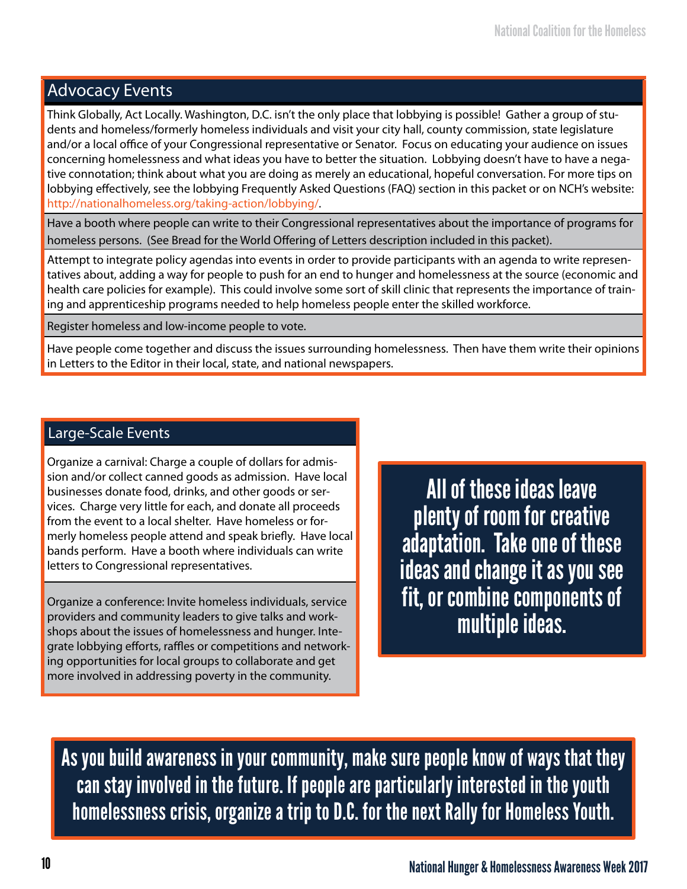## Advocacy Events

Think Globally, Act Locally. Washington, D.C. isn't the only place that lobbying is possible! Gather a group of students and homeless/formerly homeless individuals and visit your city hall, county commission, state legislature and/or a local office of your Congressional representative or Senator. Focus on educating your audience on issues concerning homelessness and what ideas you have to better the situation. Lobbying doesn't have to have a negative connotation; think about what you are doing as merely an educational, hopeful conversation. For more tips on lobbying effectively, see the lobbying Frequently Asked Questions (FAQ) section in this packet or on NCH's website: http://nationalhomeless.org/taking-action/lobbying/.

Have a booth where people can write to their Congressional representatives about the importance of programs for homeless persons. (See Bread for the World Offering of Letters description included in this packet).

Attempt to integrate policy agendas into events in order to provide participants with an agenda to write representatives about, adding a way for people to push for an end to hunger and homelessness at the source (economic and health care policies for example). This could involve some sort of skill clinic that represents the importance of training and apprenticeship programs needed to help homeless people enter the skilled workforce.

Register homeless and low-income people to vote.

Have people come together and discuss the issues surrounding homelessness. Then have them write their opinions in Letters to the Editor in their local, state, and national newspapers.

## Large-Scale Events

Organize a carnival: Charge a couple of dollars for admission and/or collect canned goods as admission. Have local businesses donate food, drinks, and other goods or services. Charge very little for each, and donate all proceeds from the event to a local shelter. Have homeless or formerly homeless people attend and speak briefly. Have local bands perform. Have a booth where individuals can write letters to Congressional representatives.

Organize a conference: Invite homeless individuals, service providers and community leaders to give talks and workshops about the issues of homelessness and hunger. Integrate lobbying efforts, raffles or competitions and networking opportunities for local groups to collaborate and get more involved in addressing poverty in the community.

**All of these ideas leave plenty of room for creative adaptation. Take one of these ideas and change it as you see fit, or combine components of multiple ideas.**

**As you build awareness in your community, make sure people know of ways that they can stay involved in the future. If people are particularly interested in the youth homelessness crisis, organize a trip to D.C. for the next Rally for Homeless Youth.**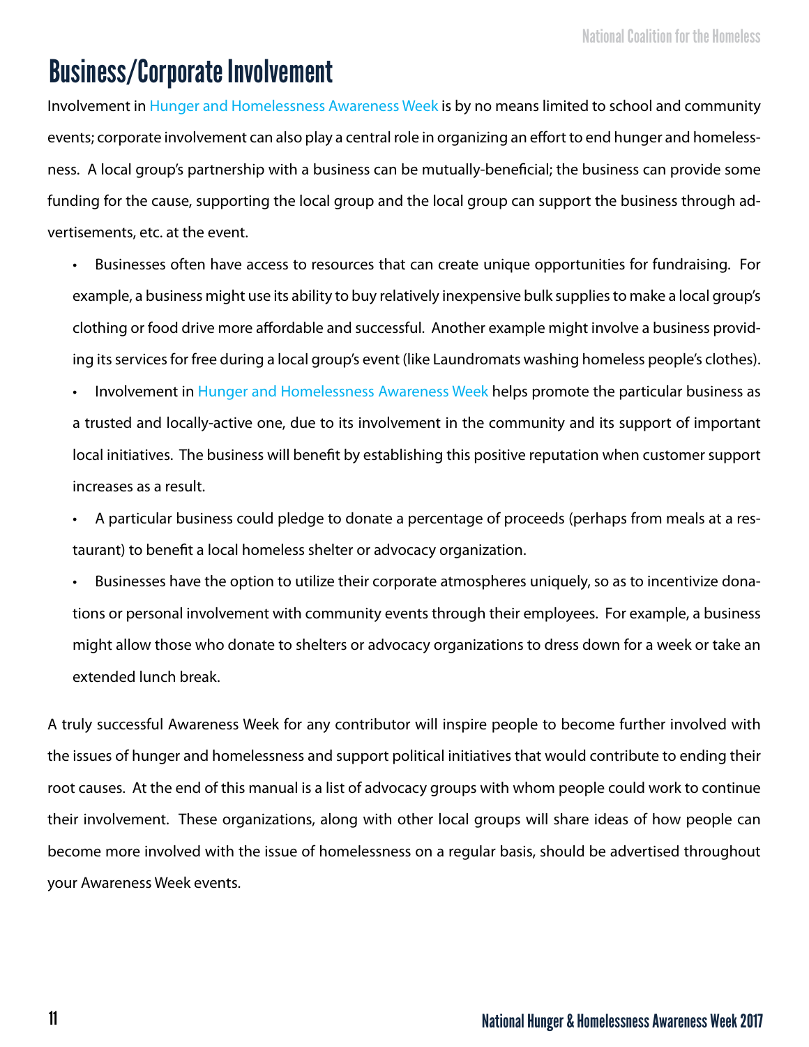# Business/Corporate Involvement

Involvement in Hunger and Homelessness Awareness Week is by no means limited to school and community events; corporate involvement can also play a central role in organizing an effort to end hunger and homelessness. A local group's partnership with a business can be mutually-beneficial; the business can provide some funding for the cause, supporting the local group and the local group can support the business through advertisements, etc. at the event.

- Businesses often have access to resources that can create unique opportunities for fundraising. For example, a business might use its ability to buy relatively inexpensive bulk supplies to make a local group's clothing or food drive more affordable and successful. Another example might involve a business providing its services for free during a local group's event (like Laundromats washing homeless people's clothes).
- Involvement in Hunger and Homelessness Awareness Week helps promote the particular business as a trusted and locally-active one, due to its involvement in the community and its support of important local initiatives. The business will benefit by establishing this positive reputation when customer support increases as a result.
- A particular business could pledge to donate a percentage of proceeds (perhaps from meals at a restaurant) to benefit a local homeless shelter or advocacy organization.
- Businesses have the option to utilize their corporate atmospheres uniquely, so as to incentivize donations or personal involvement with community events through their employees. For example, a business might allow those who donate to shelters or advocacy organizations to dress down for a week or take an extended lunch break.

A truly successful Awareness Week for any contributor will inspire people to become further involved with the issues of hunger and homelessness and support political initiatives that would contribute to ending their root causes. At the end of this manual is a list of advocacy groups with whom people could work to continue their involvement. These organizations, along with other local groups will share ideas of how people can become more involved with the issue of homelessness on a regular basis, should be advertised throughout your Awareness Week events.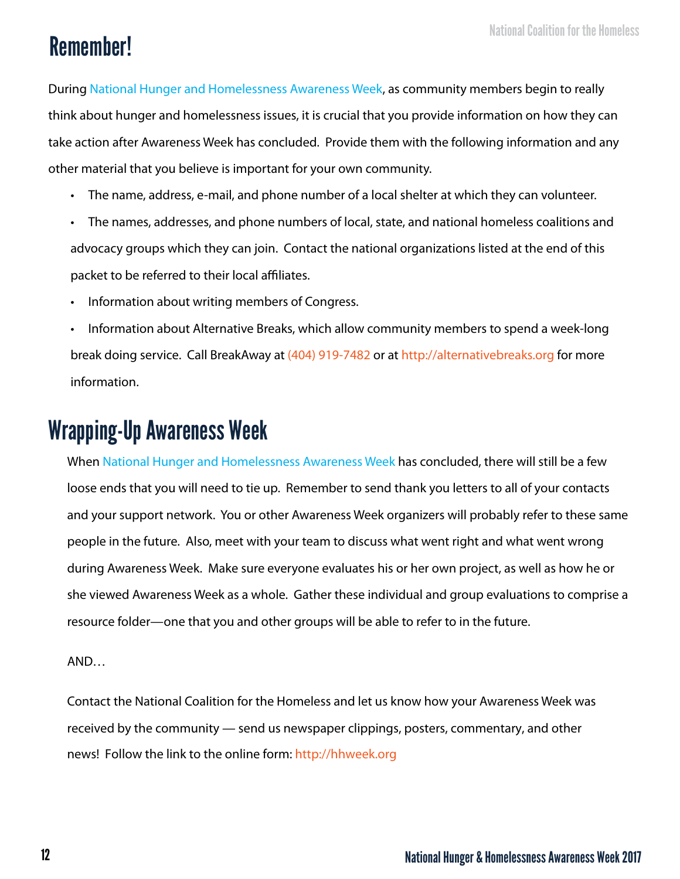# Remember!

During National Hunger and Homelessness Awareness Week, as community members begin to really think about hunger and homelessness issues, it is crucial that you provide information on how they can take action after Awareness Week has concluded. Provide them with the following information and any other material that you believe is important for your own community.

- The name, address, e-mail, and phone number of a local shelter at which they can volunteer.
- The names, addresses, and phone numbers of local, state, and national homeless coalitions and advocacy groups which they can join. Contact the national organizations listed at the end of this packet to be referred to their local affiliates.
- Information about writing members of Congress.
- Information about Alternative Breaks, which allow community members to spend a week-long break doing service. Call BreakAway at (404) 919-7482 or at http://alternativebreaks.org for more information.

# Wrapping-Up Awareness Week

When National Hunger and Homelessness Awareness Week has concluded, there will still be a few loose ends that you will need to tie up. Remember to send thank you letters to all of your contacts and your support network. You or other Awareness Week organizers will probably refer to these same people in the future. Also, meet with your team to discuss what went right and what went wrong during Awareness Week. Make sure everyone evaluates his or her own project, as well as how he or she viewed Awareness Week as a whole. Gather these individual and group evaluations to comprise a resource folder—one that you and other groups will be able to refer to in the future.

AND…

Contact the National Coalition for the Homeless and let us know how your Awareness Week was received by the community — send us newspaper clippings, posters, commentary, and other news! Follow the link to the online form: http://hhweek.org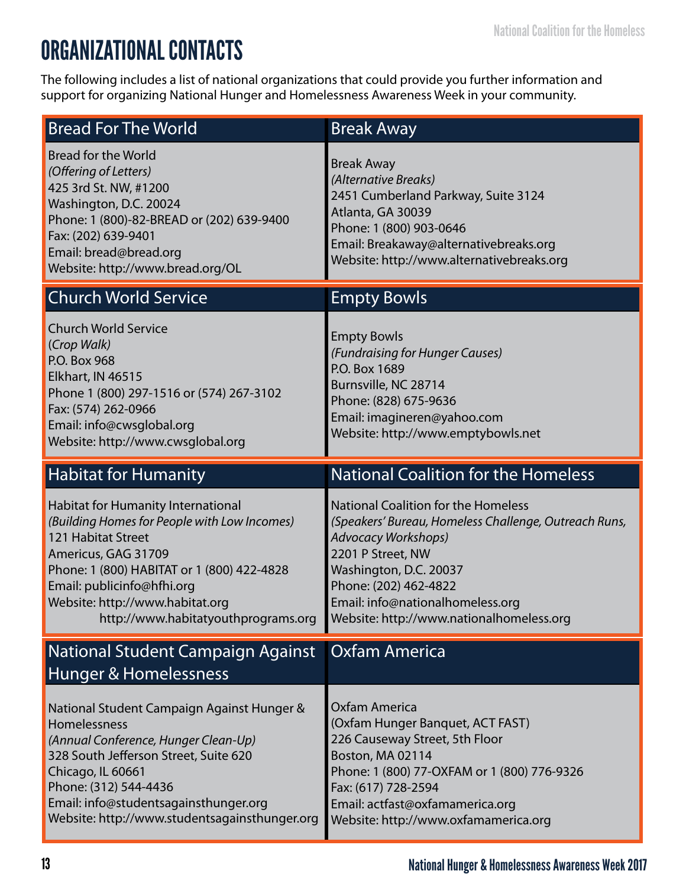# ORGANIZATIONAL CONTACTS

The following includes a list of national organizations that could provide you further information and support for organizing National Hunger and Homelessness Awareness Week in your community.

## Bread For The World

Bread for the World
*(Offering of Letters)*
425 3rd St. NW, #1200
Washington, D.C. 20024
Phone: 1 (800)-82-BREAD or (202) 639-9400
Fax: (202) 639-9401
Email: bread@bread.org
Website: http://www.bread.org/OL

## Break Away

Break Away
*(Alternative Breaks)*
2451 Cumberland Parkway, Suite 3124
Atlanta, GA 30039
Phone: 1 (800) 903-0646
Email: Breakaway@alternativebreaks.org
Website: http://www.alternativebreaks.org

## Church World Service

Church World Service
(*Crop Walk)*
P.O. Box 968
Elkhart, IN 46515
Phone 1 (800) 297-1516 or (574) 267-3102
Fax: (574) 262-0966
Email: info@cwsglobal.org
Website: http://www.cwsglobal.org

## Empty Bowls

Empty Bowls
*(Fundraising for Hunger Causes)*
P.O. Box 1689
Burnsville, NC 28714
Phone: (828) 675-9636
Email: imagineren@yahoo.com
Website: http://www.emptybowls.net

## Habitat for Humanity

Habitat for Humanity International
*(Building Homes for People with Low Incomes)*
121 Habitat Street
Americus, GAG 31709
Phone: 1 (800) HABITAT or 1 (800) 422-4828
Email: publicinfo@hfhi.org
Website: http://www.habitat.org
http://www.habitatyouthprograms.org

## National Coalition for the Homeless

National Coalition for the Homeless
*(Speakers' Bureau, Homeless Challenge, Outreach Runs, Advocacy Workshops)*
2201 P Street, NW
Washington, D.C. 20037
Phone: (202) 462-4822
Email: info@nationalhomeless.org
Website: http://www.nationalhomeless.org

## National Student Campaign Against Hunger & Homelessness

National Student Campaign Against Hunger & Homelessness
*(Annual Conference, Hunger Clean-Up)*
328 South Jefferson Street, Suite 620
Chicago, IL 60661
Phone: (312) 544-4436
Email: info@studentsagainsthunger.org
Website: http://www.studentsagainsthunger.org

## Oxfam America

Oxfam America
(Oxfam Hunger Banquet, ACT FAST)
226 Causeway Street, 5th Floor
Boston, MA 02114
Phone: 1 (800) 77-OXFAM or 1 (800) 776-9326
Fax: (617) 728-2594
Email: actfast@oxfamamerica.org
Website: http://www.oxfamamerica.org